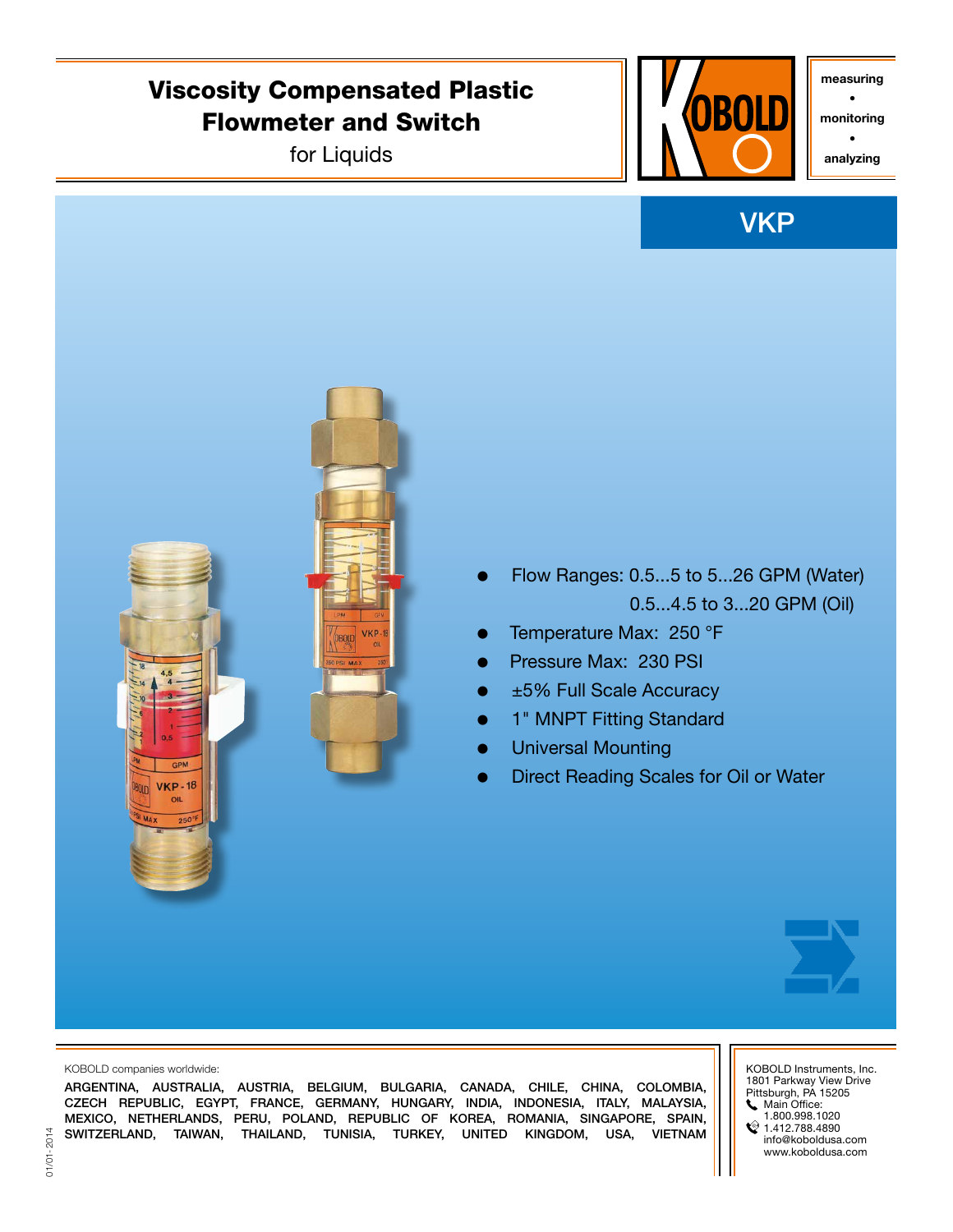# Viscosity Compensated Plastic Flowmeter and Switch

for Liquids

measuring • monitoring • analyzing

## VKP

- Flow Ranges: 0.5...5 to 5...26 GPM (Water)
  0.5...4.5 to 3...20 GPM (Oil)
- Temperature Max: 250 °F
- Pressure Max: 230 PSI
- ±5% Full Scale Accuracy
- 1" MNPT Fitting Standard
- Universal Mounting
- Direct Reading Scales for Oil or Water

KOBOLD companies worldwide:

ARGENTINA, AUSTRALIA, AUSTRIA, BELGIUM, BULGARIA, CANADA, CHILE, CHINA, COLOMBIA, CZECH REPUBLIC, EGYPT, FRANCE, GERMANY, HUNGARY, INDIA, INDONESIA, ITALY, MALAYSIA, MEXICO, NETHERLANDS, PERU, POLAND, REPUBLIC OF KOREA, ROMANIA, SINGAPORE, SPAIN, SWITZERLAND, TAIWAN, THAILAND, TUNISIA, TURKEY, UNITED KINGDOM, USA, VIETNAM

KOBOLD Instruments, Inc.
1801 Parkway View Drive
Pittsburgh, PA 15205
Main Office:
1.800.998.1020
1.412.788.4890
info@koboldusa.com
www.koboldusa.com

01/01-2014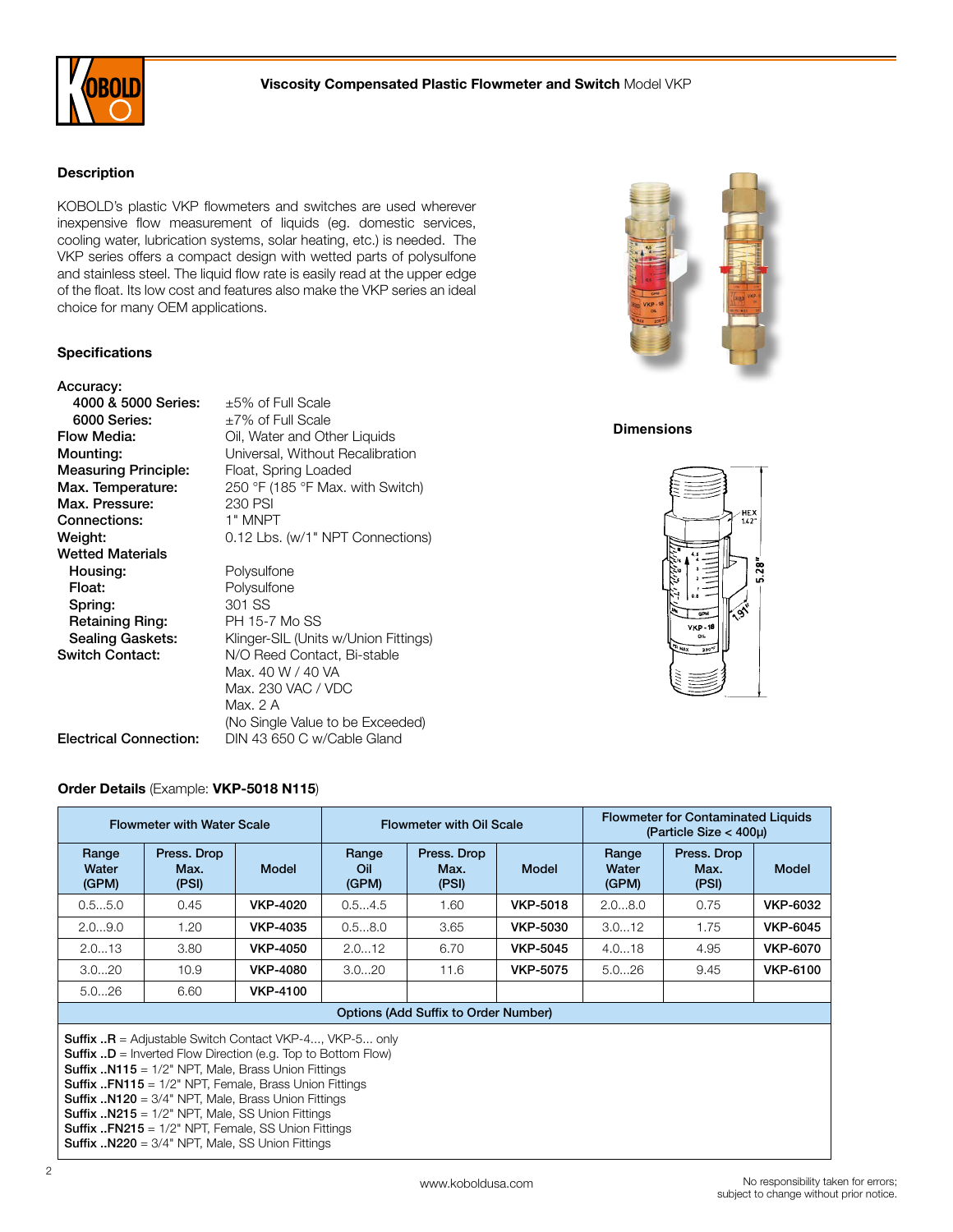**Viscosity Compensated Plastic Flowmeter and Switch** Model VKP

## Description

KOBOLD's plastic VKP flowmeters and switches are used wherever inexpensive flow measurement of liquids (eg. domestic services, cooling water, lubrication systems, solar heating, etc.) is needed. The VKP series offers a compact design with wetted parts of polysulfone and stainless steel. The liquid flow rate is easily read at the upper edge of the float. Its low cost and features also make the VKP series an ideal choice for many OEM applications.

## Specifications

| | |
|---|---|
| **Accuracy:** | |
| **4000 & 5000 Series:** | ±5% of Full Scale |
| **6000 Series:** | ±7% of Full Scale |
| **Flow Media:** | Oil, Water and Other Liquids |
| **Mounting:** | Universal, Without Recalibration |
| **Measuring Principle:** | Float, Spring Loaded |
| **Max. Temperature:** | 250 °F (185 °F Max. with Switch) |
| **Max. Pressure:** | 230 PSI |
| **Connections:** | 1" MNPT |
| **Weight:** | 0.12 Lbs. (w/1" NPT Connections) |
| **Wetted Materials** | |
| **Housing:** | Polysulfone |
| **Float:** | Polysulfone |
| **Spring:** | 301 SS |
| **Retaining Ring:** | PH 15-7 Mo SS |
| **Sealing Gaskets:** | Klinger-SIL (Units w/Union Fittings) |
| **Switch Contact:** | N/O Reed Contact, Bi-stable<br>Max. 40 W / 40 VA<br>Max. 230 VAC / VDC<br>Max. 2 A<br>(No Single Value to be Exceeded) |
| **Electrical Connection:** | DIN 43 650 C w/Cable Gland |

## Dimensions

HEX 1.42"
5.28"
1.91"
VKP-18
OIL
GPM

## Order Details (Example: **VKP-5018 N115**)

| Flowmeter with Water Scale | | | Flowmeter with Oil Scale | | | Flowmeter for Contaminated Liquids (Particle Size < 400µ) | | |
|---|---|---|---|---|---|---|---|---|
| Range Water (GPM) | Press. Drop Max. (PSI) | Model | Range Oil (GPM) | Press. Drop Max. (PSI) | Model | Range Water (GPM) | Press. Drop Max. (PSI) | Model |
| 0.5...5.0 | 0.45 | **VKP-4020** | 0.5...4.5 | 1.60 | **VKP-5018** | 2.0...8.0 | 0.75 | **VKP-6032** |
| 2.0...9.0 | 1.20 | **VKP-4035** | 0.5...8.0 | 3.65 | **VKP-5030** | 3.0...12 | 1.75 | **VKP-6045** |
| 2.0...13 | 3.80 | **VKP-4050** | 2.0...12 | 6.70 | **VKP-5045** | 4.0...18 | 4.95 | **VKP-6070** |
| 3.0...20 | 10.9 | **VKP-4080** | 3.0...20 | 11.6 | **VKP-5075** | 5.0...26 | 9.45 | **VKP-6100** |
| 5.0...26 | 6.60 | **VKP-4100** | | | | | | |

**Options (Add Suffix to Order Number)**

**Suffix ..R** = Adjustable Switch Contact VKP-4..., VKP-5... only
**Suffix ..D** = Inverted Flow Direction (e.g. Top to Bottom Flow)
**Suffix ..N115** = 1/2" NPT, Male, Brass Union Fittings
**Suffix ..FN115** = 1/2" NPT, Female, Brass Union Fittings
**Suffix ..N120** = 3/4" NPT, Male, Brass Union Fittings
**Suffix ..N215** = 1/2" NPT, Male, SS Union Fittings
**Suffix ..FN215** = 1/2" NPT, Female, SS Union Fittings
**Suffix ..N220** = 3/4" NPT, Male, SS Union Fittings

www.koboldusa.com

No responsibility taken for errors; subject to change without prior notice.